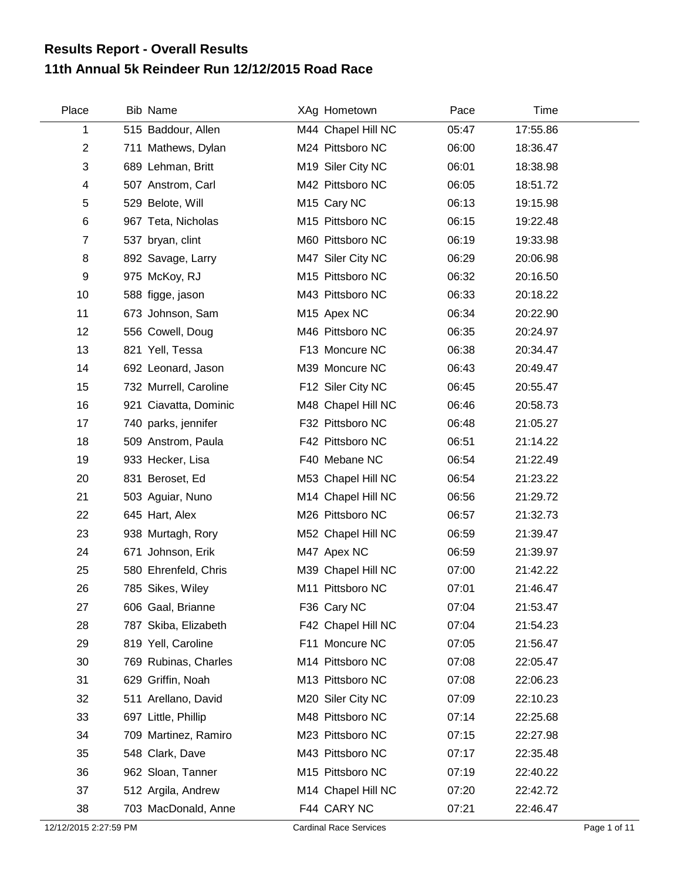# Results Report - Overall Results
## 11th Annual 5k Reindeer Run 12/12/2015 Road Race

| Place | Bib | Name | XAg | Hometown | Pace | Time |
|---|---|---|---|---|---|---|
| 1 | 515 | Baddour, Allen | M44 | Chapel Hill NC | 05:47 | 17:55.86 |
| 2 | 711 | Mathews, Dylan | M24 | Pittsboro NC | 06:00 | 18:36.47 |
| 3 | 689 | Lehman, Britt | M19 | Siler City NC | 06:01 | 18:38.98 |
| 4 | 507 | Anstrom, Carl | M42 | Pittsboro NC | 06:05 | 18:51.72 |
| 5 | 529 | Belote, Will | M15 | Cary NC | 06:13 | 19:15.98 |
| 6 | 967 | Teta, Nicholas | M15 | Pittsboro NC | 06:15 | 19:22.48 |
| 7 | 537 | bryan, clint | M60 | Pittsboro NC | 06:19 | 19:33.98 |
| 8 | 892 | Savage, Larry | M47 | Siler City NC | 06:29 | 20:06.98 |
| 9 | 975 | McKoy, RJ | M15 | Pittsboro NC | 06:32 | 20:16.50 |
| 10 | 588 | figge, jason | M43 | Pittsboro NC | 06:33 | 20:18.22 |
| 11 | 673 | Johnson, Sam | M15 | Apex NC | 06:34 | 20:22.90 |
| 12 | 556 | Cowell, Doug | M46 | Pittsboro NC | 06:35 | 20:24.97 |
| 13 | 821 | Yell, Tessa | F13 | Moncure NC | 06:38 | 20:34.47 |
| 14 | 692 | Leonard, Jason | M39 | Moncure NC | 06:43 | 20:49.47 |
| 15 | 732 | Murrell, Caroline | F12 | Siler City NC | 06:45 | 20:55.47 |
| 16 | 921 | Ciavatta, Dominic | M48 | Chapel Hill NC | 06:46 | 20:58.73 |
| 17 | 740 | parks, jennifer | F32 | Pittsboro NC | 06:48 | 21:05.27 |
| 18 | 509 | Anstrom, Paula | F42 | Pittsboro NC | 06:51 | 21:14.22 |
| 19 | 933 | Hecker, Lisa | F40 | Mebane NC | 06:54 | 21:22.49 |
| 20 | 831 | Beroset, Ed | M53 | Chapel Hill NC | 06:54 | 21:23.22 |
| 21 | 503 | Aguiar, Nuno | M14 | Chapel Hill NC | 06:56 | 21:29.72 |
| 22 | 645 | Hart, Alex | M26 | Pittsboro NC | 06:57 | 21:32.73 |
| 23 | 938 | Murtagh, Rory | M52 | Chapel Hill NC | 06:59 | 21:39.47 |
| 24 | 671 | Johnson, Erik | M47 | Apex NC | 06:59 | 21:39.97 |
| 25 | 580 | Ehrenfeld, Chris | M39 | Chapel Hill NC | 07:00 | 21:42.22 |
| 26 | 785 | Sikes, Wiley | M11 | Pittsboro NC | 07:01 | 21:46.47 |
| 27 | 606 | Gaal, Brianne | F36 | Cary NC | 07:04 | 21:53.47 |
| 28 | 787 | Skiba, Elizabeth | F42 | Chapel Hill NC | 07:04 | 21:54.23 |
| 29 | 819 | Yell, Caroline | F11 | Moncure NC | 07:05 | 21:56.47 |
| 30 | 769 | Rubinas, Charles | M14 | Pittsboro NC | 07:08 | 22:05.47 |
| 31 | 629 | Griffin, Noah | M13 | Pittsboro NC | 07:08 | 22:06.23 |
| 32 | 511 | Arellano, David | M20 | Siler City NC | 07:09 | 22:10.23 |
| 33 | 697 | Little, Phillip | M48 | Pittsboro NC | 07:14 | 22:25.68 |
| 34 | 709 | Martinez, Ramiro | M23 | Pittsboro NC | 07:15 | 22:27.98 |
| 35 | 548 | Clark, Dave | M43 | Pittsboro NC | 07:17 | 22:35.48 |
| 36 | 962 | Sloan, Tanner | M15 | Pittsboro NC | 07:19 | 22:40.22 |
| 37 | 512 | Argila, Andrew | M14 | Chapel Hill NC | 07:20 | 22:42.72 |
| 38 | 703 | MacDonald, Anne | F44 | CARY NC | 07:21 | 22:46.47 |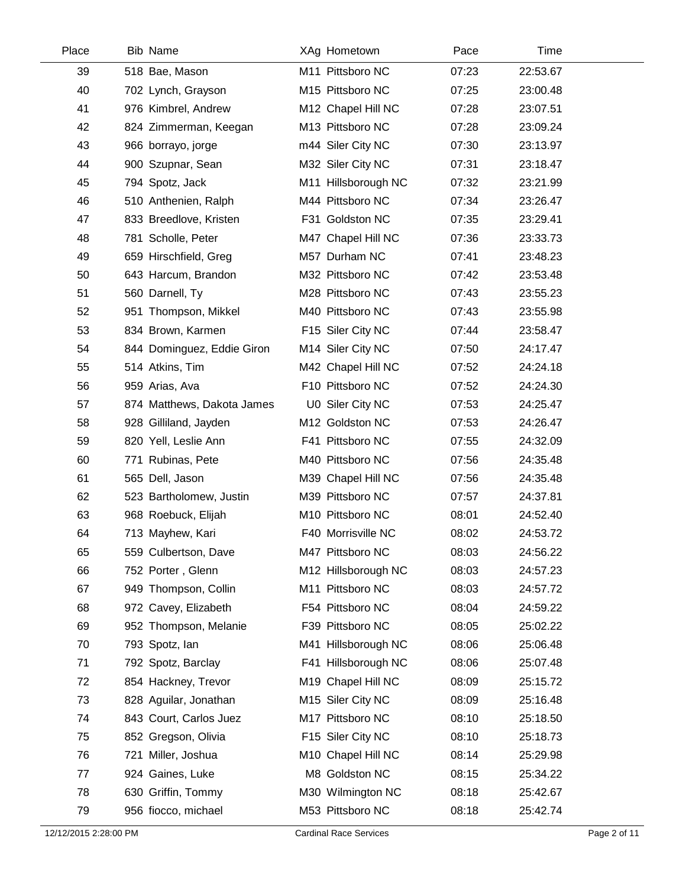| Place | Bib | Name | XAg | Hometown | Pace | Time |
|---|---|---|---|---|---|---|
| 39 | 518 | Bae, Mason | M11 | Pittsboro NC | 07:23 | 22:53.67 |
| 40 | 702 | Lynch, Grayson | M15 | Pittsboro NC | 07:25 | 23:00.48 |
| 41 | 976 | Kimbrel, Andrew | M12 | Chapel Hill NC | 07:28 | 23:07.51 |
| 42 | 824 | Zimmerman, Keegan | M13 | Pittsboro NC | 07:28 | 23:09.24 |
| 43 | 966 | borrayo, jorge | m44 | Siler City NC | 07:30 | 23:13.97 |
| 44 | 900 | Szupnar, Sean | M32 | Siler City NC | 07:31 | 23:18.47 |
| 45 | 794 | Spotz, Jack | M11 | Hillsborough NC | 07:32 | 23:21.99 |
| 46 | 510 | Anthenien, Ralph | M44 | Pittsboro NC | 07:34 | 23:26.47 |
| 47 | 833 | Breedlove, Kristen | F31 | Goldston NC | 07:35 | 23:29.41 |
| 48 | 781 | Scholle, Peter | M47 | Chapel Hill NC | 07:36 | 23:33.73 |
| 49 | 659 | Hirschfield, Greg | M57 | Durham NC | 07:41 | 23:48.23 |
| 50 | 643 | Harcum, Brandon | M32 | Pittsboro NC | 07:42 | 23:53.48 |
| 51 | 560 | Darnell, Ty | M28 | Pittsboro NC | 07:43 | 23:55.23 |
| 52 | 951 | Thompson, Mikkel | M40 | Pittsboro NC | 07:43 | 23:55.98 |
| 53 | 834 | Brown, Karmen | F15 | Siler City NC | 07:44 | 23:58.47 |
| 54 | 844 | Dominguez, Eddie Giron | M14 | Siler City NC | 07:50 | 24:17.47 |
| 55 | 514 | Atkins, Tim | M42 | Chapel Hill NC | 07:52 | 24:24.18 |
| 56 | 959 | Arias, Ava | F10 | Pittsboro NC | 07:52 | 24:24.30 |
| 57 | 874 | Matthews, Dakota James | U0 | Siler City NC | 07:53 | 24:25.47 |
| 58 | 928 | Gilliland, Jayden | M12 | Goldston NC | 07:53 | 24:26.47 |
| 59 | 820 | Yell, Leslie Ann | F41 | Pittsboro NC | 07:55 | 24:32.09 |
| 60 | 771 | Rubinas, Pete | M40 | Pittsboro NC | 07:56 | 24:35.48 |
| 61 | 565 | Dell, Jason | M39 | Chapel Hill NC | 07:56 | 24:35.48 |
| 62 | 523 | Bartholomew, Justin | M39 | Pittsboro NC | 07:57 | 24:37.81 |
| 63 | 968 | Roebuck, Elijah | M10 | Pittsboro NC | 08:01 | 24:52.40 |
| 64 | 713 | Mayhew, Kari | F40 | Morrisville NC | 08:02 | 24:53.72 |
| 65 | 559 | Culbertson, Dave | M47 | Pittsboro NC | 08:03 | 24:56.22 |
| 66 | 752 | Porter , Glenn | M12 | Hillsborough NC | 08:03 | 24:57.23 |
| 67 | 949 | Thompson, Collin | M11 | Pittsboro NC | 08:03 | 24:57.72 |
| 68 | 972 | Cavey, Elizabeth | F54 | Pittsboro NC | 08:04 | 24:59.22 |
| 69 | 952 | Thompson, Melanie | F39 | Pittsboro NC | 08:05 | 25:02.22 |
| 70 | 793 | Spotz, Ian | M41 | Hillsborough NC | 08:06 | 25:06.48 |
| 71 | 792 | Spotz, Barclay | F41 | Hillsborough NC | 08:06 | 25:07.48 |
| 72 | 854 | Hackney, Trevor | M19 | Chapel Hill NC | 08:09 | 25:15.72 |
| 73 | 828 | Aguilar, Jonathan | M15 | Siler City NC | 08:09 | 25:16.48 |
| 74 | 843 | Court, Carlos Juez | M17 | Pittsboro NC | 08:10 | 25:18.50 |
| 75 | 852 | Gregson, Olivia | F15 | Siler City NC | 08:10 | 25:18.73 |
| 76 | 721 | Miller, Joshua | M10 | Chapel Hill NC | 08:14 | 25:29.98 |
| 77 | 924 | Gaines, Luke | M8 | Goldston NC | 08:15 | 25:34.22 |
| 78 | 630 | Griffin, Tommy | M30 | Wilmington NC | 08:18 | 25:42.67 |
| 79 | 956 | fiocco, michael | M53 | Pittsboro NC | 08:18 | 25:42.74 |

12/12/2015 2:28:00 PM — Cardinal Race Services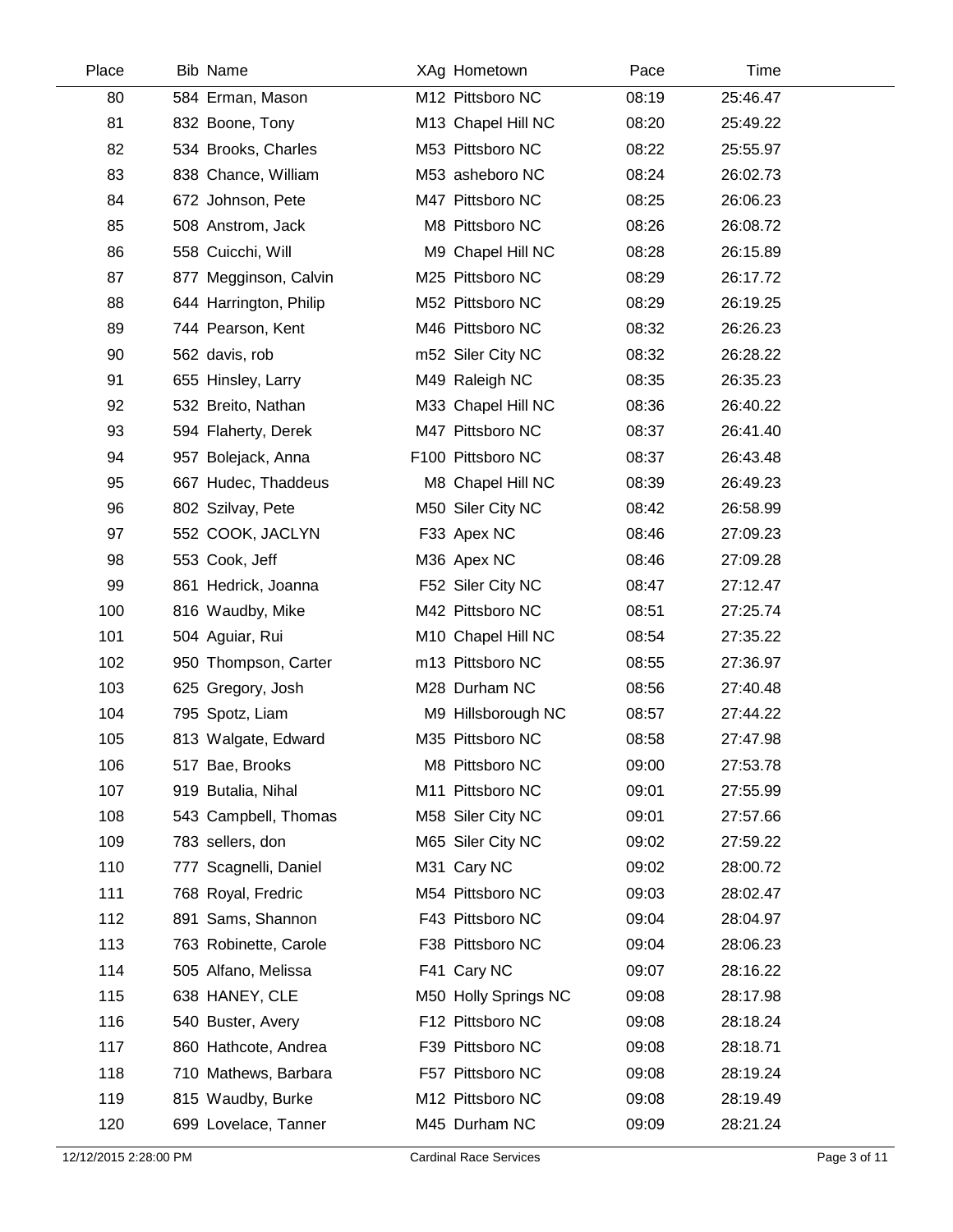| Place | Bib | Name | XAg | Hometown | Pace | Time |
|---|---|---|---|---|---|---|
| 80 | 584 | Erman, Mason | M12 | Pittsboro NC | 08:19 | 25:46.47 |
| 81 | 832 | Boone, Tony | M13 | Chapel Hill NC | 08:20 | 25:49.22 |
| 82 | 534 | Brooks, Charles | M53 | Pittsboro NC | 08:22 | 25:55.97 |
| 83 | 838 | Chance, William | M53 | asheboro NC | 08:24 | 26:02.73 |
| 84 | 672 | Johnson, Pete | M47 | Pittsboro NC | 08:25 | 26:06.23 |
| 85 | 508 | Anstrom, Jack | M8 | Pittsboro NC | 08:26 | 26:08.72 |
| 86 | 558 | Cuicchi, Will | M9 | Chapel Hill NC | 08:28 | 26:15.89 |
| 87 | 877 | Megginson, Calvin | M25 | Pittsboro NC | 08:29 | 26:17.72 |
| 88 | 644 | Harrington, Philip | M52 | Pittsboro NC | 08:29 | 26:19.25 |
| 89 | 744 | Pearson, Kent | M46 | Pittsboro NC | 08:32 | 26:26.23 |
| 90 | 562 | davis, rob | m52 | Siler City NC | 08:32 | 26:28.22 |
| 91 | 655 | Hinsley, Larry | M49 | Raleigh NC | 08:35 | 26:35.23 |
| 92 | 532 | Breito, Nathan | M33 | Chapel Hill NC | 08:36 | 26:40.22 |
| 93 | 594 | Flaherty, Derek | M47 | Pittsboro NC | 08:37 | 26:41.40 |
| 94 | 957 | Bolejack, Anna | F100 | Pittsboro NC | 08:37 | 26:43.48 |
| 95 | 667 | Hudec, Thaddeus | M8 | Chapel Hill NC | 08:39 | 26:49.23 |
| 96 | 802 | Szilvay, Pete | M50 | Siler City NC | 08:42 | 26:58.99 |
| 97 | 552 | COOK, JACLYN | F33 | Apex NC | 08:46 | 27:09.23 |
| 98 | 553 | Cook, Jeff | M36 | Apex NC | 08:46 | 27:09.28 |
| 99 | 861 | Hedrick, Joanna | F52 | Siler City NC | 08:47 | 27:12.47 |
| 100 | 816 | Waudby, Mike | M42 | Pittsboro NC | 08:51 | 27:25.74 |
| 101 | 504 | Aguiar, Rui | M10 | Chapel Hill NC | 08:54 | 27:35.22 |
| 102 | 950 | Thompson, Carter | m13 | Pittsboro NC | 08:55 | 27:36.97 |
| 103 | 625 | Gregory, Josh | M28 | Durham NC | 08:56 | 27:40.48 |
| 104 | 795 | Spotz, Liam | M9 | Hillsborough NC | 08:57 | 27:44.22 |
| 105 | 813 | Walgate, Edward | M35 | Pittsboro NC | 08:58 | 27:47.98 |
| 106 | 517 | Bae, Brooks | M8 | Pittsboro NC | 09:00 | 27:53.78 |
| 107 | 919 | Butalia, Nihal | M11 | Pittsboro NC | 09:01 | 27:55.99 |
| 108 | 543 | Campbell, Thomas | M58 | Siler City NC | 09:01 | 27:57.66 |
| 109 | 783 | sellers, don | M65 | Siler City NC | 09:02 | 27:59.22 |
| 110 | 777 | Scagnelli, Daniel | M31 | Cary NC | 09:02 | 28:00.72 |
| 111 | 768 | Royal, Fredric | M54 | Pittsboro NC | 09:03 | 28:02.47 |
| 112 | 891 | Sams, Shannon | F43 | Pittsboro NC | 09:04 | 28:04.97 |
| 113 | 763 | Robinette, Carole | F38 | Pittsboro NC | 09:04 | 28:06.23 |
| 114 | 505 | Alfano, Melissa | F41 | Cary NC | 09:07 | 28:16.22 |
| 115 | 638 | HANEY, CLE | M50 | Holly Springs NC | 09:08 | 28:17.98 |
| 116 | 540 | Buster, Avery | F12 | Pittsboro NC | 09:08 | 28:18.24 |
| 117 | 860 | Hathcote, Andrea | F39 | Pittsboro NC | 09:08 | 28:18.71 |
| 118 | 710 | Mathews, Barbara | F57 | Pittsboro NC | 09:08 | 28:19.24 |
| 119 | 815 | Waudby, Burke | M12 | Pittsboro NC | 09:08 | 28:19.49 |
| 120 | 699 | Lovelace, Tanner | M45 | Durham NC | 09:09 | 28:21.24 |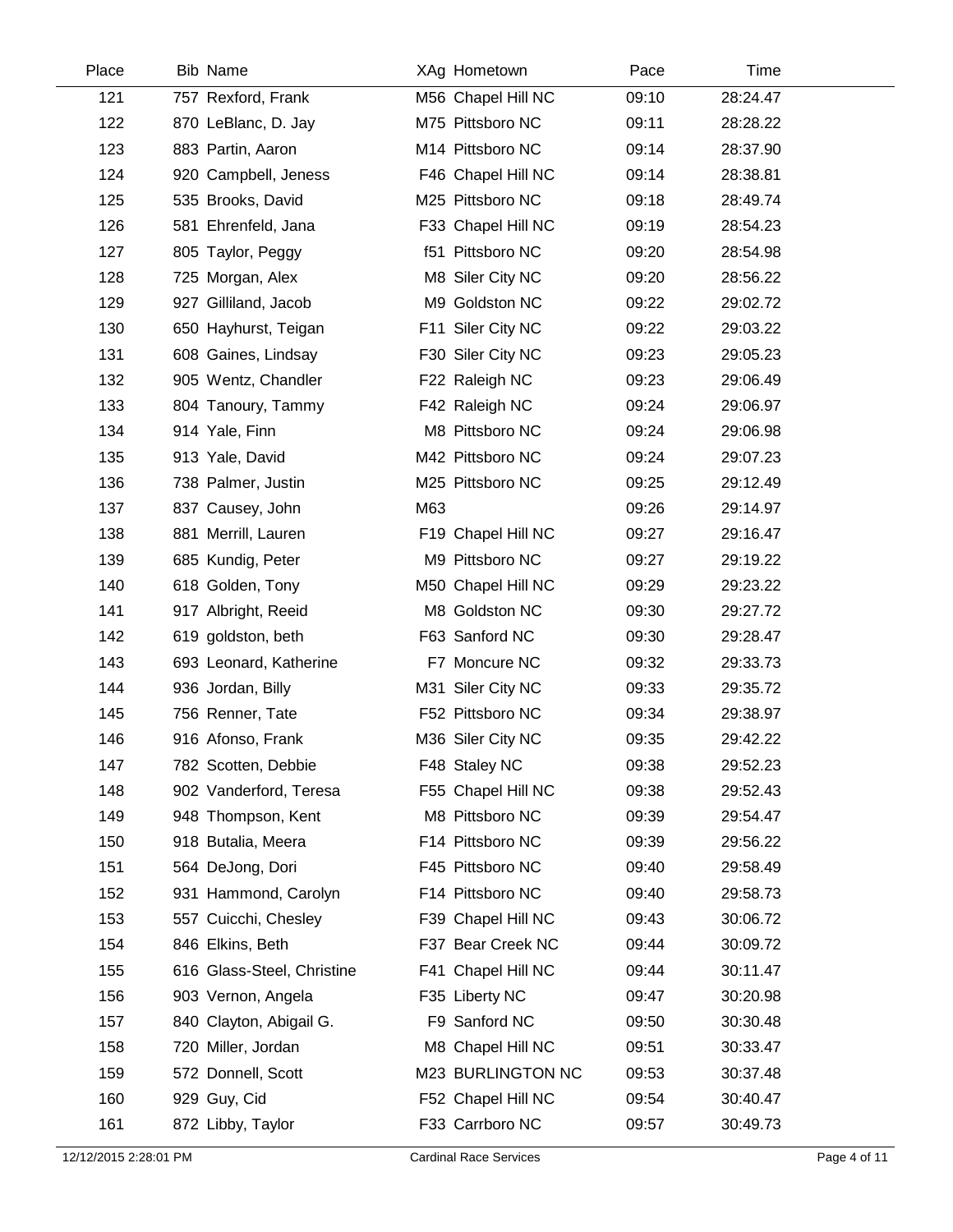| Place | Bib | Name | XAg | Hometown | Pace | Time |
|---|---|---|---|---|---|---|
| 121 | 757 | Rexford, Frank | M56 | Chapel Hill NC | 09:10 | 28:24.47 |
| 122 | 870 | LeBlanc, D. Jay | M75 | Pittsboro NC | 09:11 | 28:28.22 |
| 123 | 883 | Partin, Aaron | M14 | Pittsboro NC | 09:14 | 28:37.90 |
| 124 | 920 | Campbell, Jeness | F46 | Chapel Hill NC | 09:14 | 28:38.81 |
| 125 | 535 | Brooks, David | M25 | Pittsboro NC | 09:18 | 28:49.74 |
| 126 | 581 | Ehrenfeld, Jana | F33 | Chapel Hill NC | 09:19 | 28:54.23 |
| 127 | 805 | Taylor, Peggy | f51 | Pittsboro NC | 09:20 | 28:54.98 |
| 128 | 725 | Morgan, Alex | M8 | Siler City NC | 09:20 | 28:56.22 |
| 129 | 927 | Gilliland, Jacob | M9 | Goldston NC | 09:22 | 29:02.72 |
| 130 | 650 | Hayhurst, Teigan | F11 | Siler City NC | 09:22 | 29:03.22 |
| 131 | 608 | Gaines, Lindsay | F30 | Siler City NC | 09:23 | 29:05.23 |
| 132 | 905 | Wentz, Chandler | F22 | Raleigh NC | 09:23 | 29:06.49 |
| 133 | 804 | Tanoury, Tammy | F42 | Raleigh NC | 09:24 | 29:06.97 |
| 134 | 914 | Yale, Finn | M8 | Pittsboro NC | 09:24 | 29:06.98 |
| 135 | 913 | Yale, David | M42 | Pittsboro NC | 09:24 | 29:07.23 |
| 136 | 738 | Palmer, Justin | M25 | Pittsboro NC | 09:25 | 29:12.49 |
| 137 | 837 | Causey, John | M63 | | 09:26 | 29:14.97 |
| 138 | 881 | Merrill, Lauren | F19 | Chapel Hill NC | 09:27 | 29:16.47 |
| 139 | 685 | Kundig, Peter | M9 | Pittsboro NC | 09:27 | 29:19.22 |
| 140 | 618 | Golden, Tony | M50 | Chapel Hill NC | 09:29 | 29:23.22 |
| 141 | 917 | Albright, Reeid | M8 | Goldston NC | 09:30 | 29:27.72 |
| 142 | 619 | goldston, beth | F63 | Sanford NC | 09:30 | 29:28.47 |
| 143 | 693 | Leonard, Katherine | F7 | Moncure NC | 09:32 | 29:33.73 |
| 144 | 936 | Jordan, Billy | M31 | Siler City NC | 09:33 | 29:35.72 |
| 145 | 756 | Renner, Tate | F52 | Pittsboro NC | 09:34 | 29:38.97 |
| 146 | 916 | Afonso, Frank | M36 | Siler City NC | 09:35 | 29:42.22 |
| 147 | 782 | Scotten, Debbie | F48 | Staley NC | 09:38 | 29:52.23 |
| 148 | 902 | Vanderford, Teresa | F55 | Chapel Hill NC | 09:38 | 29:52.43 |
| 149 | 948 | Thompson, Kent | M8 | Pittsboro NC | 09:39 | 29:54.47 |
| 150 | 918 | Butalia, Meera | F14 | Pittsboro NC | 09:39 | 29:56.22 |
| 151 | 564 | DeJong, Dori | F45 | Pittsboro NC | 09:40 | 29:58.49 |
| 152 | 931 | Hammond, Carolyn | F14 | Pittsboro NC | 09:40 | 29:58.73 |
| 153 | 557 | Cuicchi, Chesley | F39 | Chapel Hill NC | 09:43 | 30:06.72 |
| 154 | 846 | Elkins, Beth | F37 | Bear Creek NC | 09:44 | 30:09.72 |
| 155 | 616 | Glass-Steel, Christine | F41 | Chapel Hill NC | 09:44 | 30:11.47 |
| 156 | 903 | Vernon, Angela | F35 | Liberty NC | 09:47 | 30:20.98 |
| 157 | 840 | Clayton, Abigail G. | F9 | Sanford NC | 09:50 | 30:30.48 |
| 158 | 720 | Miller, Jordan | M8 | Chapel Hill NC | 09:51 | 30:33.47 |
| 159 | 572 | Donnell, Scott | M23 | BURLINGTON NC | 09:53 | 30:37.48 |
| 160 | 929 | Guy, Cid | F52 | Chapel Hill NC | 09:54 | 30:40.47 |
| 161 | 872 | Libby, Taylor | F33 | Carrboro NC | 09:57 | 30:49.73 |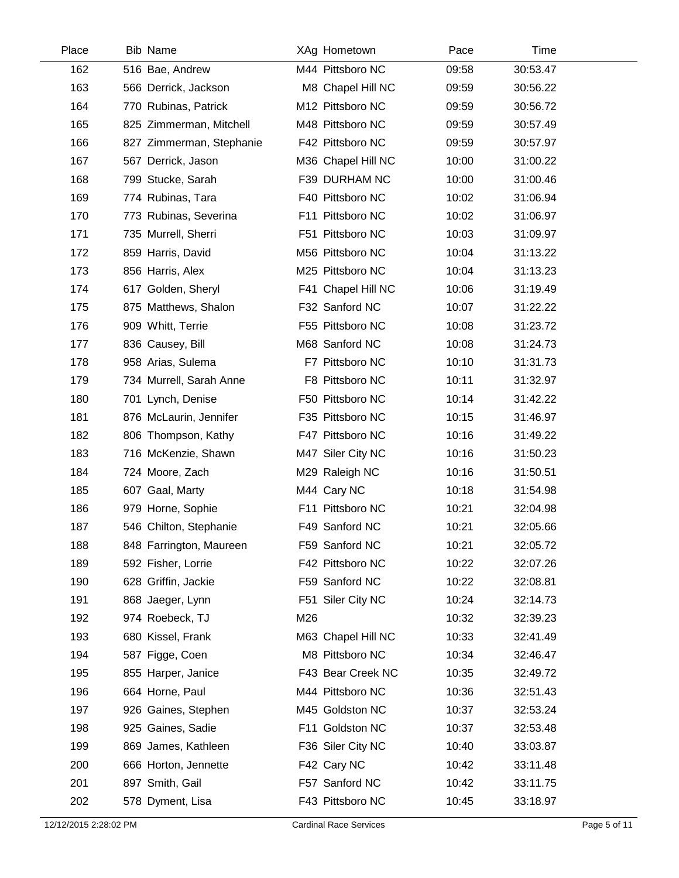| Place | Bib | Name | XAg | Hometown | Pace | Time |
|---|---|---|---|---|---|---|
| 162 | 516 | Bae, Andrew | M44 | Pittsboro NC | 09:58 | 30:53.47 |
| 163 | 566 | Derrick, Jackson | M8 | Chapel Hill NC | 09:59 | 30:56.22 |
| 164 | 770 | Rubinas, Patrick | M12 | Pittsboro NC | 09:59 | 30:56.72 |
| 165 | 825 | Zimmerman, Mitchell | M48 | Pittsboro NC | 09:59 | 30:57.49 |
| 166 | 827 | Zimmerman, Stephanie | F42 | Pittsboro NC | 09:59 | 30:57.97 |
| 167 | 567 | Derrick, Jason | M36 | Chapel Hill NC | 10:00 | 31:00.22 |
| 168 | 799 | Stucke, Sarah | F39 | DURHAM NC | 10:00 | 31:00.46 |
| 169 | 774 | Rubinas, Tara | F40 | Pittsboro NC | 10:02 | 31:06.94 |
| 170 | 773 | Rubinas, Severina | F11 | Pittsboro NC | 10:02 | 31:06.97 |
| 171 | 735 | Murrell, Sherri | F51 | Pittsboro NC | 10:03 | 31:09.97 |
| 172 | 859 | Harris, David | M56 | Pittsboro NC | 10:04 | 31:13.22 |
| 173 | 856 | Harris, Alex | M25 | Pittsboro NC | 10:04 | 31:13.23 |
| 174 | 617 | Golden, Sheryl | F41 | Chapel Hill NC | 10:06 | 31:19.49 |
| 175 | 875 | Matthews, Shalon | F32 | Sanford NC | 10:07 | 31:22.22 |
| 176 | 909 | Whitt, Terrie | F55 | Pittsboro NC | 10:08 | 31:23.72 |
| 177 | 836 | Causey, Bill | M68 | Sanford NC | 10:08 | 31:24.73 |
| 178 | 958 | Arias, Sulema | F7 | Pittsboro NC | 10:10 | 31:31.73 |
| 179 | 734 | Murrell, Sarah Anne | F8 | Pittsboro NC | 10:11 | 31:32.97 |
| 180 | 701 | Lynch, Denise | F50 | Pittsboro NC | 10:14 | 31:42.22 |
| 181 | 876 | McLaurin, Jennifer | F35 | Pittsboro NC | 10:15 | 31:46.97 |
| 182 | 806 | Thompson, Kathy | F47 | Pittsboro NC | 10:16 | 31:49.22 |
| 183 | 716 | McKenzie, Shawn | M47 | Siler City NC | 10:16 | 31:50.23 |
| 184 | 724 | Moore, Zach | M29 | Raleigh NC | 10:16 | 31:50.51 |
| 185 | 607 | Gaal, Marty | M44 | Cary NC | 10:18 | 31:54.98 |
| 186 | 979 | Horne, Sophie | F11 | Pittsboro NC | 10:21 | 32:04.98 |
| 187 | 546 | Chilton, Stephanie | F49 | Sanford NC | 10:21 | 32:05.66 |
| 188 | 848 | Farrington, Maureen | F59 | Sanford NC | 10:21 | 32:05.72 |
| 189 | 592 | Fisher, Lorrie | F42 | Pittsboro NC | 10:22 | 32:07.26 |
| 190 | 628 | Griffin, Jackie | F59 | Sanford NC | 10:22 | 32:08.81 |
| 191 | 868 | Jaeger, Lynn | F51 | Siler City NC | 10:24 | 32:14.73 |
| 192 | 974 | Roebeck, TJ | M26 | | 10:32 | 32:39.23 |
| 193 | 680 | Kissel, Frank | M63 | Chapel Hill NC | 10:33 | 32:41.49 |
| 194 | 587 | Figge, Coen | M8 | Pittsboro NC | 10:34 | 32:46.47 |
| 195 | 855 | Harper, Janice | F43 | Bear Creek NC | 10:35 | 32:49.72 |
| 196 | 664 | Horne, Paul | M44 | Pittsboro NC | 10:36 | 32:51.43 |
| 197 | 926 | Gaines, Stephen | M45 | Goldston NC | 10:37 | 32:53.24 |
| 198 | 925 | Gaines, Sadie | F11 | Goldston NC | 10:37 | 32:53.48 |
| 199 | 869 | James, Kathleen | F36 | Siler City NC | 10:40 | 33:03.87 |
| 200 | 666 | Horton, Jennette | F42 | Cary NC | 10:42 | 33:11.48 |
| 201 | 897 | Smith, Gail | F57 | Sanford NC | 10:42 | 33:11.75 |
| 202 | 578 | Dyment, Lisa | F43 | Pittsboro NC | 10:45 | 33:18.97 |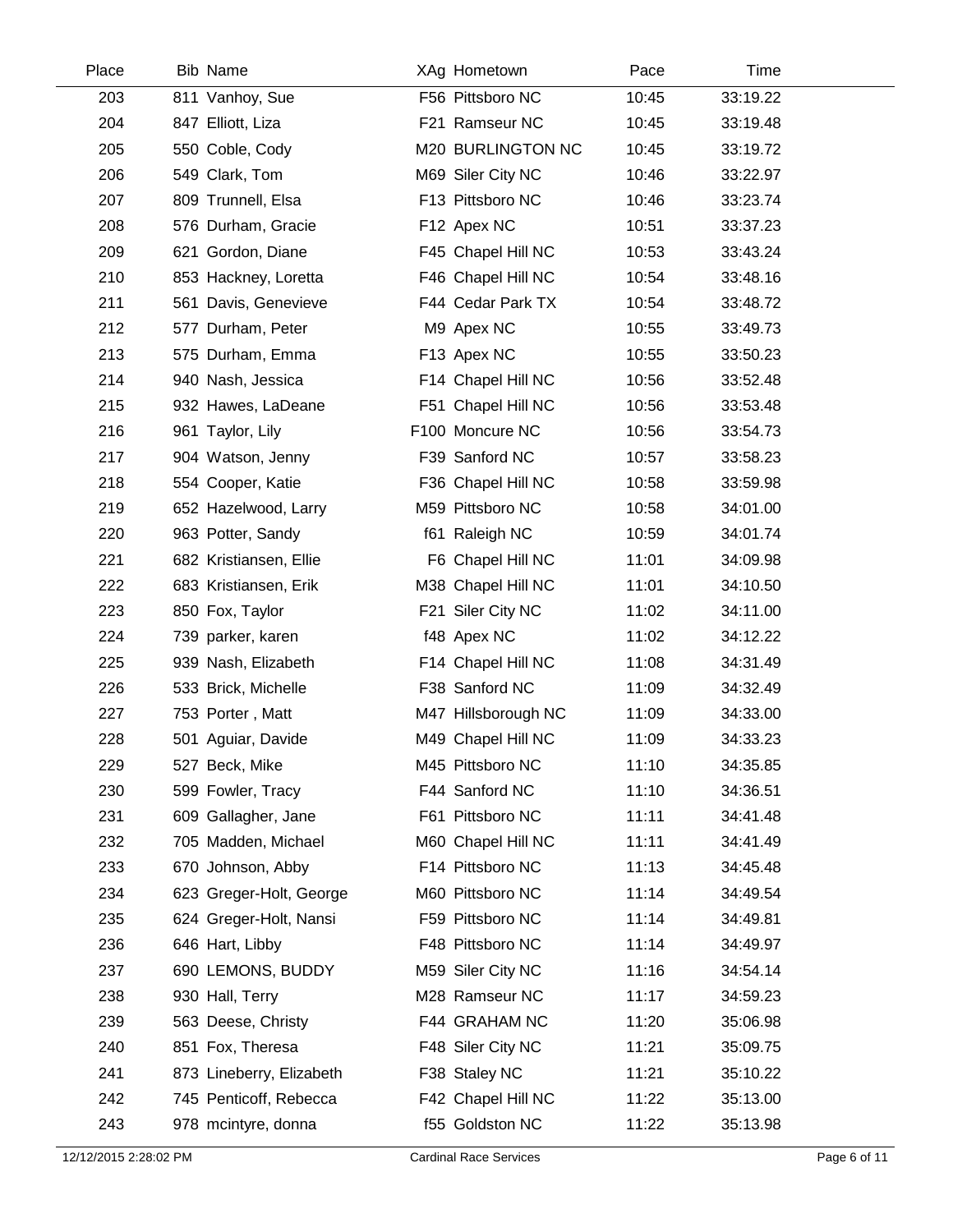| Place | Bib | Name | XAg | Hometown | Pace | Time |
|---|---|---|---|---|---|---|
| 203 | 811 | Vanhoy, Sue | F56 | Pittsboro NC | 10:45 | 33:19.22 |
| 204 | 847 | Elliott, Liza | F21 | Ramseur NC | 10:45 | 33:19.48 |
| 205 | 550 | Coble, Cody | M20 | BURLINGTON NC | 10:45 | 33:19.72 |
| 206 | 549 | Clark, Tom | M69 | Siler City NC | 10:46 | 33:22.97 |
| 207 | 809 | Trunnell, Elsa | F13 | Pittsboro NC | 10:46 | 33:23.74 |
| 208 | 576 | Durham, Gracie | F12 | Apex NC | 10:51 | 33:37.23 |
| 209 | 621 | Gordon, Diane | F45 | Chapel Hill NC | 10:53 | 33:43.24 |
| 210 | 853 | Hackney, Loretta | F46 | Chapel Hill NC | 10:54 | 33:48.16 |
| 211 | 561 | Davis, Genevieve | F44 | Cedar Park TX | 10:54 | 33:48.72 |
| 212 | 577 | Durham, Peter | M9 | Apex NC | 10:55 | 33:49.73 |
| 213 | 575 | Durham, Emma | F13 | Apex NC | 10:55 | 33:50.23 |
| 214 | 940 | Nash, Jessica | F14 | Chapel Hill NC | 10:56 | 33:52.48 |
| 215 | 932 | Hawes, LaDeane | F51 | Chapel Hill NC | 10:56 | 33:53.48 |
| 216 | 961 | Taylor, Lily | F100 | Moncure NC | 10:56 | 33:54.73 |
| 217 | 904 | Watson, Jenny | F39 | Sanford NC | 10:57 | 33:58.23 |
| 218 | 554 | Cooper, Katie | F36 | Chapel Hill NC | 10:58 | 33:59.98 |
| 219 | 652 | Hazelwood, Larry | M59 | Pittsboro NC | 10:58 | 34:01.00 |
| 220 | 963 | Potter, Sandy | f61 | Raleigh NC | 10:59 | 34:01.74 |
| 221 | 682 | Kristiansen, Ellie | F6 | Chapel Hill NC | 11:01 | 34:09.98 |
| 222 | 683 | Kristiansen, Erik | M38 | Chapel Hill NC | 11:01 | 34:10.50 |
| 223 | 850 | Fox, Taylor | F21 | Siler City NC | 11:02 | 34:11.00 |
| 224 | 739 | parker, karen | f48 | Apex NC | 11:02 | 34:12.22 |
| 225 | 939 | Nash, Elizabeth | F14 | Chapel Hill NC | 11:08 | 34:31.49 |
| 226 | 533 | Brick, Michelle | F38 | Sanford NC | 11:09 | 34:32.49 |
| 227 | 753 | Porter , Matt | M47 | Hillsborough NC | 11:09 | 34:33.00 |
| 228 | 501 | Aguiar, Davide | M49 | Chapel Hill NC | 11:09 | 34:33.23 |
| 229 | 527 | Beck, Mike | M45 | Pittsboro NC | 11:10 | 34:35.85 |
| 230 | 599 | Fowler, Tracy | F44 | Sanford NC | 11:10 | 34:36.51 |
| 231 | 609 | Gallagher, Jane | F61 | Pittsboro NC | 11:11 | 34:41.48 |
| 232 | 705 | Madden, Michael | M60 | Chapel Hill NC | 11:11 | 34:41.49 |
| 233 | 670 | Johnson, Abby | F14 | Pittsboro NC | 11:13 | 34:45.48 |
| 234 | 623 | Greger-Holt, George | M60 | Pittsboro NC | 11:14 | 34:49.54 |
| 235 | 624 | Greger-Holt, Nansi | F59 | Pittsboro NC | 11:14 | 34:49.81 |
| 236 | 646 | Hart, Libby | F48 | Pittsboro NC | 11:14 | 34:49.97 |
| 237 | 690 | LEMONS, BUDDY | M59 | Siler City NC | 11:16 | 34:54.14 |
| 238 | 930 | Hall, Terry | M28 | Ramseur NC | 11:17 | 34:59.23 |
| 239 | 563 | Deese, Christy | F44 | GRAHAM NC | 11:20 | 35:06.98 |
| 240 | 851 | Fox, Theresa | F48 | Siler City NC | 11:21 | 35:09.75 |
| 241 | 873 | Lineberry, Elizabeth | F38 | Staley NC | 11:21 | 35:10.22 |
| 242 | 745 | Penticoff, Rebecca | F42 | Chapel Hill NC | 11:22 | 35:13.00 |
| 243 | 978 | mcintyre, donna | f55 | Goldston NC | 11:22 | 35:13.98 |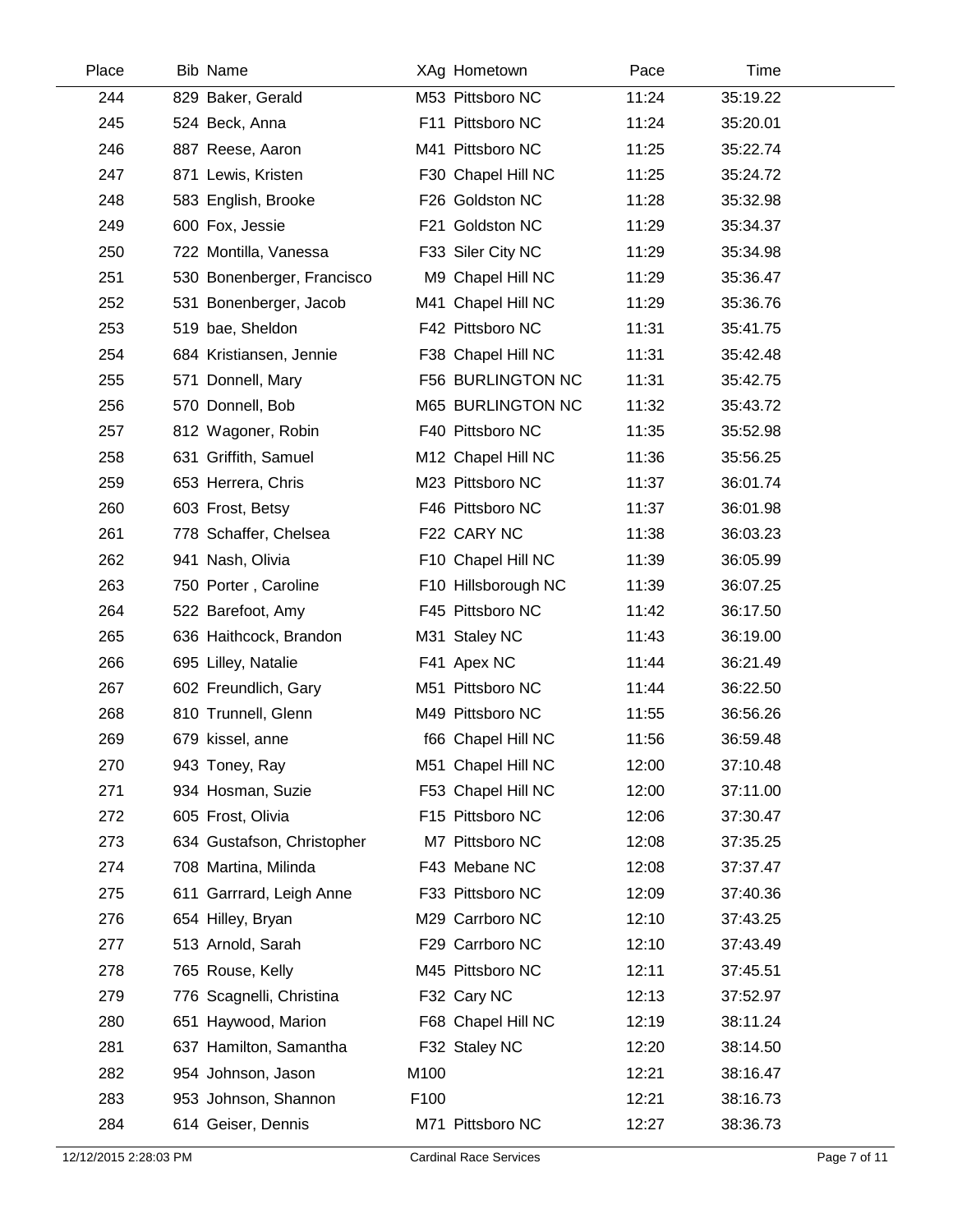| Place | Bib | Name | XAg | Hometown | Pace | Time |
|---|---|---|---|---|---|---|
| 244 | 829 | Baker, Gerald | M53 | Pittsboro NC | 11:24 | 35:19.22 |
| 245 | 524 | Beck, Anna | F11 | Pittsboro NC | 11:24 | 35:20.01 |
| 246 | 887 | Reese, Aaron | M41 | Pittsboro NC | 11:25 | 35:22.74 |
| 247 | 871 | Lewis, Kristen | F30 | Chapel Hill NC | 11:25 | 35:24.72 |
| 248 | 583 | English, Brooke | F26 | Goldston NC | 11:28 | 35:32.98 |
| 249 | 600 | Fox, Jessie | F21 | Goldston NC | 11:29 | 35:34.37 |
| 250 | 722 | Montilla, Vanessa | F33 | Siler City NC | 11:29 | 35:34.98 |
| 251 | 530 | Bonenberger, Francisco | M9 | Chapel Hill NC | 11:29 | 35:36.47 |
| 252 | 531 | Bonenberger, Jacob | M41 | Chapel Hill NC | 11:29 | 35:36.76 |
| 253 | 519 | bae, Sheldon | F42 | Pittsboro NC | 11:31 | 35:41.75 |
| 254 | 684 | Kristiansen, Jennie | F38 | Chapel Hill NC | 11:31 | 35:42.48 |
| 255 | 571 | Donnell, Mary | F56 | BURLINGTON NC | 11:31 | 35:42.75 |
| 256 | 570 | Donnell, Bob | M65 | BURLINGTON NC | 11:32 | 35:43.72 |
| 257 | 812 | Wagoner, Robin | F40 | Pittsboro NC | 11:35 | 35:52.98 |
| 258 | 631 | Griffith, Samuel | M12 | Chapel Hill NC | 11:36 | 35:56.25 |
| 259 | 653 | Herrera, Chris | M23 | Pittsboro NC | 11:37 | 36:01.74 |
| 260 | 603 | Frost, Betsy | F46 | Pittsboro NC | 11:37 | 36:01.98 |
| 261 | 778 | Schaffer, Chelsea | F22 | CARY NC | 11:38 | 36:03.23 |
| 262 | 941 | Nash, Olivia | F10 | Chapel Hill NC | 11:39 | 36:05.99 |
| 263 | 750 | Porter , Caroline | F10 | Hillsborough NC | 11:39 | 36:07.25 |
| 264 | 522 | Barefoot, Amy | F45 | Pittsboro NC | 11:42 | 36:17.50 |
| 265 | 636 | Haithcock, Brandon | M31 | Staley NC | 11:43 | 36:19.00 |
| 266 | 695 | Lilley, Natalie | F41 | Apex NC | 11:44 | 36:21.49 |
| 267 | 602 | Freundlich, Gary | M51 | Pittsboro NC | 11:44 | 36:22.50 |
| 268 | 810 | Trunnell, Glenn | M49 | Pittsboro NC | 11:55 | 36:56.26 |
| 269 | 679 | kissel, anne | f66 | Chapel Hill NC | 11:56 | 36:59.48 |
| 270 | 943 | Toney, Ray | M51 | Chapel Hill NC | 12:00 | 37:10.48 |
| 271 | 934 | Hosman, Suzie | F53 | Chapel Hill NC | 12:00 | 37:11.00 |
| 272 | 605 | Frost, Olivia | F15 | Pittsboro NC | 12:06 | 37:30.47 |
| 273 | 634 | Gustafson, Christopher | M7 | Pittsboro NC | 12:08 | 37:35.25 |
| 274 | 708 | Martina, Milinda | F43 | Mebane NC | 12:08 | 37:37.47 |
| 275 | 611 | Garrrard, Leigh Anne | F33 | Pittsboro NC | 12:09 | 37:40.36 |
| 276 | 654 | Hilley, Bryan | M29 | Carrboro NC | 12:10 | 37:43.25 |
| 277 | 513 | Arnold, Sarah | F29 | Carrboro NC | 12:10 | 37:43.49 |
| 278 | 765 | Rouse, Kelly | M45 | Pittsboro NC | 12:11 | 37:45.51 |
| 279 | 776 | Scagnelli, Christina | F32 | Cary NC | 12:13 | 37:52.97 |
| 280 | 651 | Haywood, Marion | F68 | Chapel Hill NC | 12:19 | 38:11.24 |
| 281 | 637 | Hamilton, Samantha | F32 | Staley NC | 12:20 | 38:14.50 |
| 282 | 954 | Johnson, Jason | M100 | | 12:21 | 38:16.47 |
| 283 | 953 | Johnson, Shannon | F100 | | 12:21 | 38:16.73 |
| 284 | 614 | Geiser, Dennis | M71 | Pittsboro NC | 12:27 | 38:36.73 |

12/12/2015 2:28:03 PM Cardinal Race Services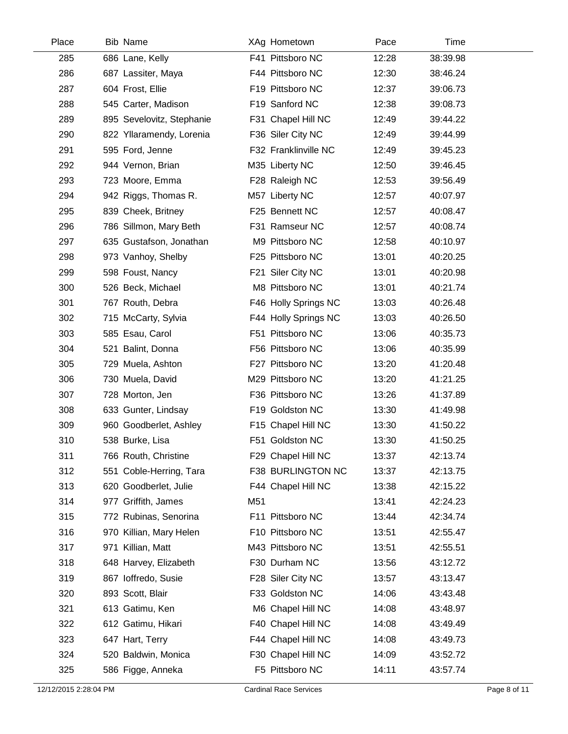| Place | Bib | Name | XAg | Hometown | Pace | Time |
|---|---|---|---|---|---|---|
| 285 | 686 | Lane, Kelly | F41 | Pittsboro NC | 12:28 | 38:39.98 |
| 286 | 687 | Lassiter, Maya | F44 | Pittsboro NC | 12:30 | 38:46.24 |
| 287 | 604 | Frost, Ellie | F19 | Pittsboro NC | 12:37 | 39:06.73 |
| 288 | 545 | Carter, Madison | F19 | Sanford NC | 12:38 | 39:08.73 |
| 289 | 895 | Sevelovitz, Stephanie | F31 | Chapel Hill NC | 12:49 | 39:44.22 |
| 290 | 822 | Yllaramendy, Lorenia | F36 | Siler City NC | 12:49 | 39:44.99 |
| 291 | 595 | Ford, Jenne | F32 | Franklinville NC | 12:49 | 39:45.23 |
| 292 | 944 | Vernon, Brian | M35 | Liberty NC | 12:50 | 39:46.45 |
| 293 | 723 | Moore, Emma | F28 | Raleigh NC | 12:53 | 39:56.49 |
| 294 | 942 | Riggs, Thomas R. | M57 | Liberty NC | 12:57 | 40:07.97 |
| 295 | 839 | Cheek, Britney | F25 | Bennett NC | 12:57 | 40:08.47 |
| 296 | 786 | Sillmon, Mary Beth | F31 | Ramseur NC | 12:57 | 40:08.74 |
| 297 | 635 | Gustafson, Jonathan | M9 | Pittsboro NC | 12:58 | 40:10.97 |
| 298 | 973 | Vanhoy, Shelby | F25 | Pittsboro NC | 13:01 | 40:20.25 |
| 299 | 598 | Foust, Nancy | F21 | Siler City NC | 13:01 | 40:20.98 |
| 300 | 526 | Beck, Michael | M8 | Pittsboro NC | 13:01 | 40:21.74 |
| 301 | 767 | Routh, Debra | F46 | Holly Springs NC | 13:03 | 40:26.48 |
| 302 | 715 | McCarty, Sylvia | F44 | Holly Springs NC | 13:03 | 40:26.50 |
| 303 | 585 | Esau, Carol | F51 | Pittsboro NC | 13:06 | 40:35.73 |
| 304 | 521 | Balint, Donna | F56 | Pittsboro NC | 13:06 | 40:35.99 |
| 305 | 729 | Muela, Ashton | F27 | Pittsboro NC | 13:20 | 41:20.48 |
| 306 | 730 | Muela, David | M29 | Pittsboro NC | 13:20 | 41:21.25 |
| 307 | 728 | Morton, Jen | F36 | Pittsboro NC | 13:26 | 41:37.89 |
| 308 | 633 | Gunter, Lindsay | F19 | Goldston NC | 13:30 | 41:49.98 |
| 309 | 960 | Goodberlet, Ashley | F15 | Chapel Hill NC | 13:30 | 41:50.22 |
| 310 | 538 | Burke, Lisa | F51 | Goldston NC | 13:30 | 41:50.25 |
| 311 | 766 | Routh, Christine | F29 | Chapel Hill NC | 13:37 | 42:13.74 |
| 312 | 551 | Coble-Herring, Tara | F38 | BURLINGTON NC | 13:37 | 42:13.75 |
| 313 | 620 | Goodberlet, Julie | F44 | Chapel Hill NC | 13:38 | 42:15.22 |
| 314 | 977 | Griffith, James | M51 | | 13:41 | 42:24.23 |
| 315 | 772 | Rubinas, Senorina | F11 | Pittsboro NC | 13:44 | 42:34.74 |
| 316 | 970 | Killian, Mary Helen | F10 | Pittsboro NC | 13:51 | 42:55.47 |
| 317 | 971 | Killian, Matt | M43 | Pittsboro NC | 13:51 | 42:55.51 |
| 318 | 648 | Harvey, Elizabeth | F30 | Durham NC | 13:56 | 43:12.72 |
| 319 | 867 | Ioffredo, Susie | F28 | Siler City NC | 13:57 | 43:13.47 |
| 320 | 893 | Scott, Blair | F33 | Goldston NC | 14:06 | 43:43.48 |
| 321 | 613 | Gatimu, Ken | M6 | Chapel Hill NC | 14:08 | 43:48.97 |
| 322 | 612 | Gatimu, Hikari | F40 | Chapel Hill NC | 14:08 | 43:49.49 |
| 323 | 647 | Hart, Terry | F44 | Chapel Hill NC | 14:08 | 43:49.73 |
| 324 | 520 | Baldwin, Monica | F30 | Chapel Hill NC | 14:09 | 43:52.72 |
| 325 | 586 | Figge, Anneka | F5 | Pittsboro NC | 14:11 | 43:57.74 |

12/12/2015 2:28:04 PM — Cardinal Race Services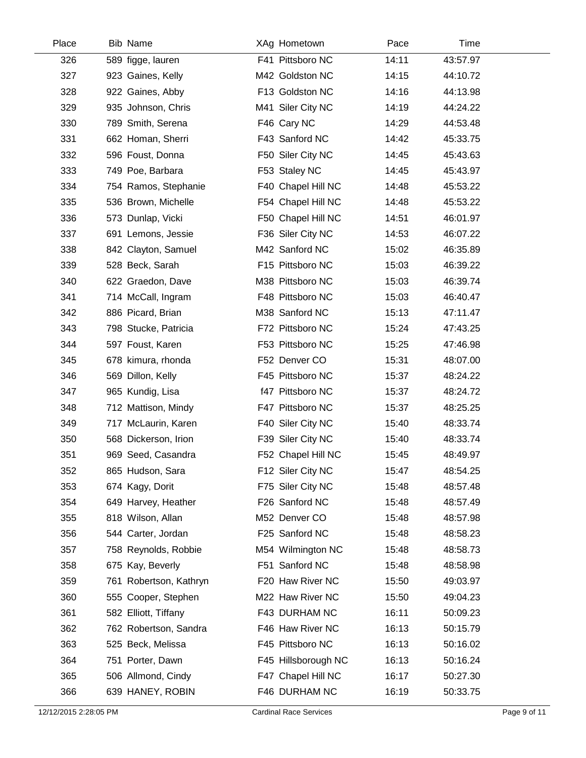| Place | Bib | Name | XAg | Hometown | Pace | Time |
|---|---|---|---|---|---|---|
| 326 | 589 | figge, lauren | F41 | Pittsboro NC | 14:11 | 43:57.97 |
| 327 | 923 | Gaines, Kelly | M42 | Goldston NC | 14:15 | 44:10.72 |
| 328 | 922 | Gaines, Abby | F13 | Goldston NC | 14:16 | 44:13.98 |
| 329 | 935 | Johnson, Chris | M41 | Siler City NC | 14:19 | 44:24.22 |
| 330 | 789 | Smith, Serena | F46 | Cary NC | 14:29 | 44:53.48 |
| 331 | 662 | Homan, Sherri | F43 | Sanford NC | 14:42 | 45:33.75 |
| 332 | 596 | Foust, Donna | F50 | Siler City NC | 14:45 | 45:43.63 |
| 333 | 749 | Poe, Barbara | F53 | Staley NC | 14:45 | 45:43.97 |
| 334 | 754 | Ramos, Stephanie | F40 | Chapel Hill NC | 14:48 | 45:53.22 |
| 335 | 536 | Brown, Michelle | F54 | Chapel Hill NC | 14:48 | 45:53.22 |
| 336 | 573 | Dunlap, Vicki | F50 | Chapel Hill NC | 14:51 | 46:01.97 |
| 337 | 691 | Lemons, Jessie | F36 | Siler City NC | 14:53 | 46:07.22 |
| 338 | 842 | Clayton, Samuel | M42 | Sanford NC | 15:02 | 46:35.89 |
| 339 | 528 | Beck, Sarah | F15 | Pittsboro NC | 15:03 | 46:39.22 |
| 340 | 622 | Graedon, Dave | M38 | Pittsboro NC | 15:03 | 46:39.74 |
| 341 | 714 | McCall, Ingram | F48 | Pittsboro NC | 15:03 | 46:40.47 |
| 342 | 886 | Picard, Brian | M38 | Sanford NC | 15:13 | 47:11.47 |
| 343 | 798 | Stucke, Patricia | F72 | Pittsboro NC | 15:24 | 47:43.25 |
| 344 | 597 | Foust, Karen | F53 | Pittsboro NC | 15:25 | 47:46.98 |
| 345 | 678 | kimura, rhonda | F52 | Denver CO | 15:31 | 48:07.00 |
| 346 | 569 | Dillon, Kelly | F45 | Pittsboro NC | 15:37 | 48:24.22 |
| 347 | 965 | Kundig, Lisa | f47 | Pittsboro NC | 15:37 | 48:24.72 |
| 348 | 712 | Mattison, Mindy | F47 | Pittsboro NC | 15:37 | 48:25.25 |
| 349 | 717 | McLaurin, Karen | F40 | Siler City NC | 15:40 | 48:33.74 |
| 350 | 568 | Dickerson, Irion | F39 | Siler City NC | 15:40 | 48:33.74 |
| 351 | 969 | Seed, Casandra | F52 | Chapel Hill NC | 15:45 | 48:49.97 |
| 352 | 865 | Hudson, Sara | F12 | Siler City NC | 15:47 | 48:54.25 |
| 353 | 674 | Kagy, Dorit | F75 | Siler City NC | 15:48 | 48:57.48 |
| 354 | 649 | Harvey, Heather | F26 | Sanford NC | 15:48 | 48:57.49 |
| 355 | 818 | Wilson, Allan | M52 | Denver CO | 15:48 | 48:57.98 |
| 356 | 544 | Carter, Jordan | F25 | Sanford NC | 15:48 | 48:58.23 |
| 357 | 758 | Reynolds, Robbie | M54 | Wilmington NC | 15:48 | 48:58.73 |
| 358 | 675 | Kay, Beverly | F51 | Sanford NC | 15:48 | 48:58.98 |
| 359 | 761 | Robertson, Kathryn | F20 | Haw River NC | 15:50 | 49:03.97 |
| 360 | 555 | Cooper, Stephen | M22 | Haw River NC | 15:50 | 49:04.23 |
| 361 | 582 | Elliott, Tiffany | F43 | DURHAM NC | 16:11 | 50:09.23 |
| 362 | 762 | Robertson, Sandra | F46 | Haw River NC | 16:13 | 50:15.79 |
| 363 | 525 | Beck, Melissa | F45 | Pittsboro NC | 16:13 | 50:16.02 |
| 364 | 751 | Porter, Dawn | F45 | Hillsborough NC | 16:13 | 50:16.24 |
| 365 | 506 | Allmond, Cindy | F47 | Chapel Hill NC | 16:17 | 50:27.30 |
| 366 | 639 | HANEY, ROBIN | F46 | DURHAM NC | 16:19 | 50:33.75 |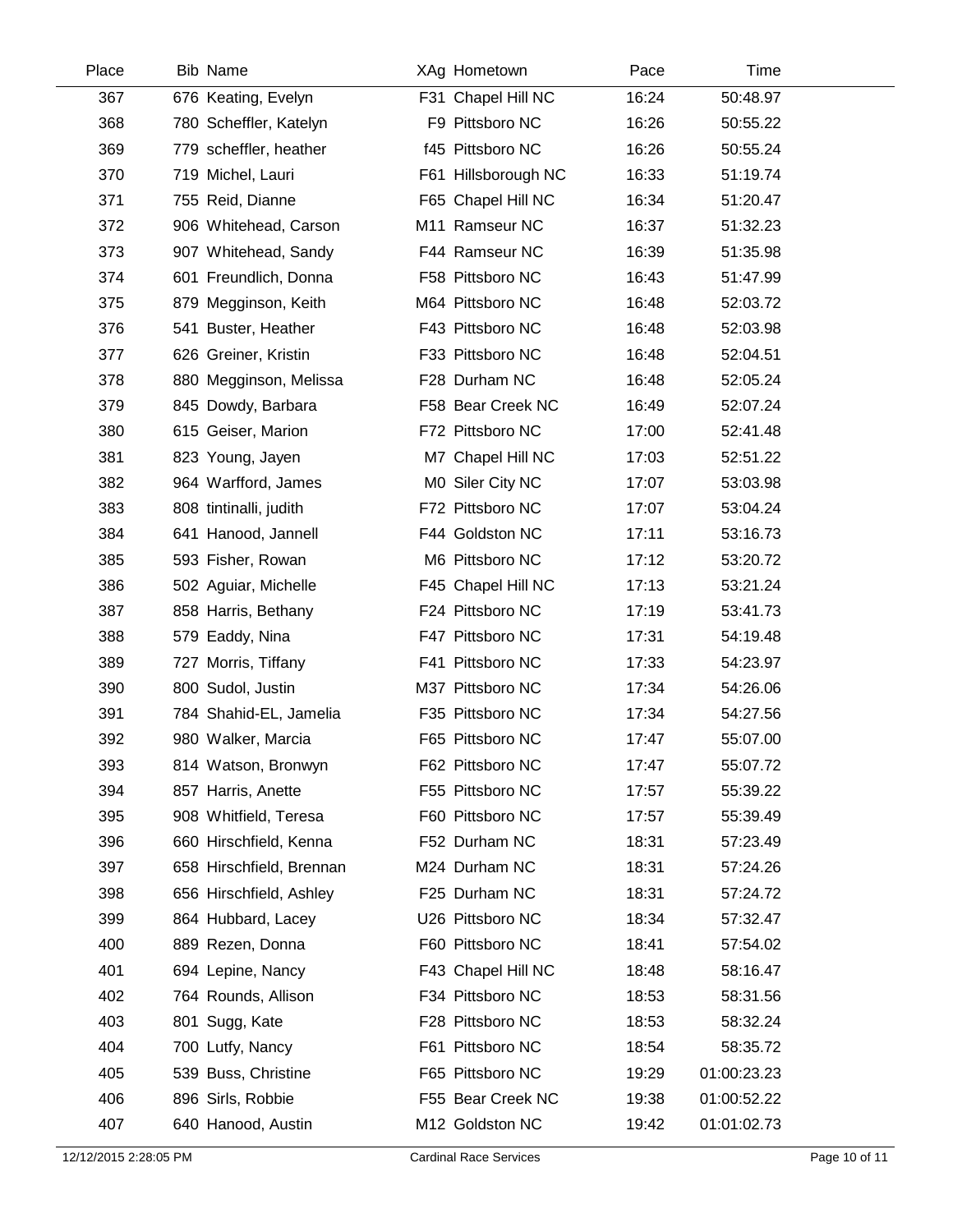| Place | Bib | Name | XAg | Hometown | Pace | Time |
|---|---|---|---|---|---|---|
| 367 | 676 | Keating, Evelyn | F31 | Chapel Hill NC | 16:24 | 50:48.97 |
| 368 | 780 | Scheffler, Katelyn | F9 | Pittsboro NC | 16:26 | 50:55.22 |
| 369 | 779 | scheffler, heather | f45 | Pittsboro NC | 16:26 | 50:55.24 |
| 370 | 719 | Michel, Lauri | F61 | Hillsborough NC | 16:33 | 51:19.74 |
| 371 | 755 | Reid, Dianne | F65 | Chapel Hill NC | 16:34 | 51:20.47 |
| 372 | 906 | Whitehead, Carson | M11 | Ramseur NC | 16:37 | 51:32.23 |
| 373 | 907 | Whitehead, Sandy | F44 | Ramseur NC | 16:39 | 51:35.98 |
| 374 | 601 | Freundlich, Donna | F58 | Pittsboro NC | 16:43 | 51:47.99 |
| 375 | 879 | Megginson, Keith | M64 | Pittsboro NC | 16:48 | 52:03.72 |
| 376 | 541 | Buster, Heather | F43 | Pittsboro NC | 16:48 | 52:03.98 |
| 377 | 626 | Greiner, Kristin | F33 | Pittsboro NC | 16:48 | 52:04.51 |
| 378 | 880 | Megginson, Melissa | F28 | Durham NC | 16:48 | 52:05.24 |
| 379 | 845 | Dowdy, Barbara | F58 | Bear Creek NC | 16:49 | 52:07.24 |
| 380 | 615 | Geiser, Marion | F72 | Pittsboro NC | 17:00 | 52:41.48 |
| 381 | 823 | Young, Jayen | M7 | Chapel Hill NC | 17:03 | 52:51.22 |
| 382 | 964 | Warfford, James | M0 | Siler City NC | 17:07 | 53:03.98 |
| 383 | 808 | tintinalli, judith | F72 | Pittsboro NC | 17:07 | 53:04.24 |
| 384 | 641 | Hanood, Jannell | F44 | Goldston NC | 17:11 | 53:16.73 |
| 385 | 593 | Fisher, Rowan | M6 | Pittsboro NC | 17:12 | 53:20.72 |
| 386 | 502 | Aguiar, Michelle | F45 | Chapel Hill NC | 17:13 | 53:21.24 |
| 387 | 858 | Harris, Bethany | F24 | Pittsboro NC | 17:19 | 53:41.73 |
| 388 | 579 | Eaddy, Nina | F47 | Pittsboro NC | 17:31 | 54:19.48 |
| 389 | 727 | Morris, Tiffany | F41 | Pittsboro NC | 17:33 | 54:23.97 |
| 390 | 800 | Sudol, Justin | M37 | Pittsboro NC | 17:34 | 54:26.06 |
| 391 | 784 | Shahid-EL, Jamelia | F35 | Pittsboro NC | 17:34 | 54:27.56 |
| 392 | 980 | Walker, Marcia | F65 | Pittsboro NC | 17:47 | 55:07.00 |
| 393 | 814 | Watson, Bronwyn | F62 | Pittsboro NC | 17:47 | 55:07.72 |
| 394 | 857 | Harris, Anette | F55 | Pittsboro NC | 17:57 | 55:39.22 |
| 395 | 908 | Whitfield, Teresa | F60 | Pittsboro NC | 17:57 | 55:39.49 |
| 396 | 660 | Hirschfield, Kenna | F52 | Durham NC | 18:31 | 57:23.49 |
| 397 | 658 | Hirschfield, Brennan | M24 | Durham NC | 18:31 | 57:24.26 |
| 398 | 656 | Hirschfield, Ashley | F25 | Durham NC | 18:31 | 57:24.72 |
| 399 | 864 | Hubbard, Lacey | U26 | Pittsboro NC | 18:34 | 57:32.47 |
| 400 | 889 | Rezen, Donna | F60 | Pittsboro NC | 18:41 | 57:54.02 |
| 401 | 694 | Lepine, Nancy | F43 | Chapel Hill NC | 18:48 | 58:16.47 |
| 402 | 764 | Rounds, Allison | F34 | Pittsboro NC | 18:53 | 58:31.56 |
| 403 | 801 | Sugg, Kate | F28 | Pittsboro NC | 18:53 | 58:32.24 |
| 404 | 700 | Lutfy, Nancy | F61 | Pittsboro NC | 18:54 | 58:35.72 |
| 405 | 539 | Buss, Christine | F65 | Pittsboro NC | 19:29 | 01:00:23.23 |
| 406 | 896 | Sirls, Robbie | F55 | Bear Creek NC | 19:38 | 01:00:52.22 |
| 407 | 640 | Hanood, Austin | M12 | Goldston NC | 19:42 | 01:01:02.73 |

12/12/2015 2:28:05 PM Cardinal Race Services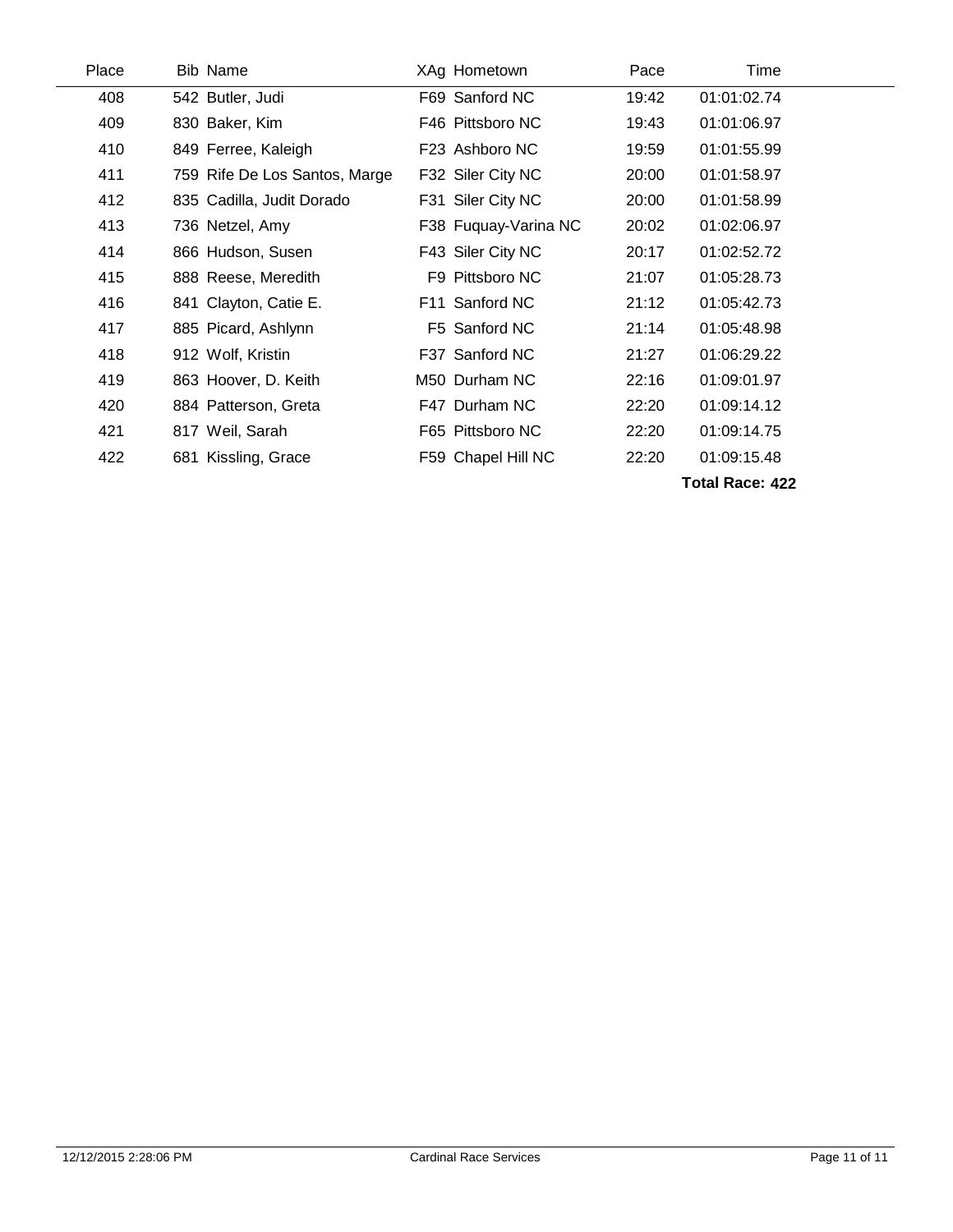| Place | Bib | Name | XAg | Hometown | Pace | Time |
|---|---|---|---|---|---|---|
| 408 | 542 | Butler, Judi | F69 | Sanford NC | 19:42 | 01:01:02.74 |
| 409 | 830 | Baker, Kim | F46 | Pittsboro NC | 19:43 | 01:01:06.97 |
| 410 | 849 | Ferree, Kaleigh | F23 | Ashboro NC | 19:59 | 01:01:55.99 |
| 411 | 759 | Rife De Los Santos, Marge | F32 | Siler City NC | 20:00 | 01:01:58.97 |
| 412 | 835 | Cadilla, Judit Dorado | F31 | Siler City NC | 20:00 | 01:01:58.99 |
| 413 | 736 | Netzel, Amy | F38 | Fuquay-Varina NC | 20:02 | 01:02:06.97 |
| 414 | 866 | Hudson, Susen | F43 | Siler City NC | 20:17 | 01:02:52.72 |
| 415 | 888 | Reese, Meredith | F9 | Pittsboro NC | 21:07 | 01:05:28.73 |
| 416 | 841 | Clayton, Catie E. | F11 | Sanford NC | 21:12 | 01:05:42.73 |
| 417 | 885 | Picard, Ashlynn | F5 | Sanford NC | 21:14 | 01:05:48.98 |
| 418 | 912 | Wolf, Kristin | F37 | Sanford NC | 21:27 | 01:06:29.22 |
| 419 | 863 | Hoover, D. Keith | M50 | Durham NC | 22:16 | 01:09:01.97 |
| 420 | 884 | Patterson, Greta | F47 | Durham NC | 22:20 | 01:09:14.12 |
| 421 | 817 | Weil, Sarah | F65 | Pittsboro NC | 22:20 | 01:09:14.75 |
| 422 | 681 | Kissling, Grace | F59 | Chapel Hill NC | 22:20 | 01:09:15.48 |

**Total Race: 422**

12/12/2015 2:28:06 PM Cardinal Race Services